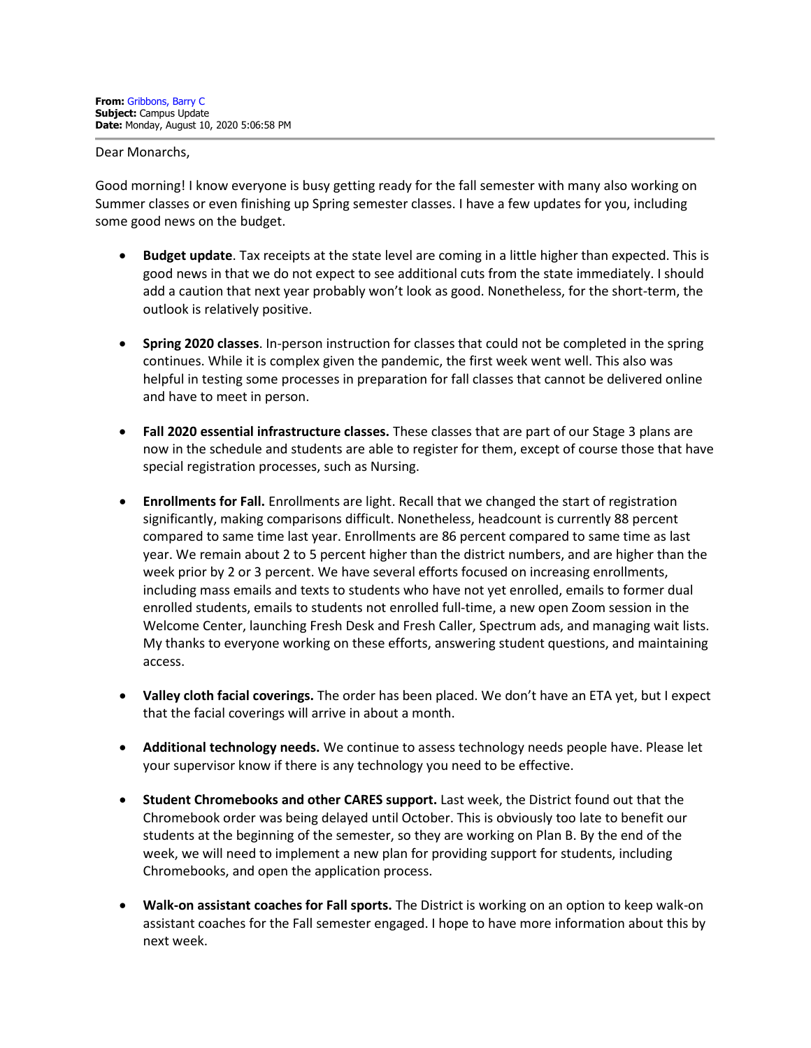**From:** Gribbons, Barry C
**Subject:** Campus Update
**Date:** Monday, August 10, 2020 5:06:58 PM

Dear Monarchs,

Good morning! I know everyone is busy getting ready for the fall semester with many also working on Summer classes or even finishing up Spring semester classes. I have a few updates for you, including some good news on the budget.

- **Budget update**. Tax receipts at the state level are coming in a little higher than expected. This is good news in that we do not expect to see additional cuts from the state immediately. I should add a caution that next year probably won't look as good. Nonetheless, for the short-term, the outlook is relatively positive.

- **Spring 2020 classes**. In-person instruction for classes that could not be completed in the spring continues. While it is complex given the pandemic, the first week went well. This also was helpful in testing some processes in preparation for fall classes that cannot be delivered online and have to meet in person.

- **Fall 2020 essential infrastructure classes.** These classes that are part of our Stage 3 plans are now in the schedule and students are able to register for them, except of course those that have special registration processes, such as Nursing.

- **Enrollments for Fall.** Enrollments are light. Recall that we changed the start of registration significantly, making comparisons difficult. Nonetheless, headcount is currently 88 percent compared to same time last year. Enrollments are 86 percent compared to same time as last year. We remain about 2 to 5 percent higher than the district numbers, and are higher than the week prior by 2 or 3 percent. We have several efforts focused on increasing enrollments, including mass emails and texts to students who have not yet enrolled, emails to former dual enrolled students, emails to students not enrolled full-time, a new open Zoom session in the Welcome Center, launching Fresh Desk and Fresh Caller, Spectrum ads, and managing wait lists. My thanks to everyone working on these efforts, answering student questions, and maintaining access.

- **Valley cloth facial coverings.** The order has been placed. We don't have an ETA yet, but I expect that the facial coverings will arrive in about a month.

- **Additional technology needs.** We continue to assess technology needs people have. Please let your supervisor know if there is any technology you need to be effective.

- **Student Chromebooks and other CARES support.** Last week, the District found out that the Chromebook order was being delayed until October. This is obviously too late to benefit our students at the beginning of the semester, so they are working on Plan B. By the end of the week, we will need to implement a new plan for providing support for students, including Chromebooks, and open the application process.

- **Walk-on assistant coaches for Fall sports.** The District is working on an option to keep walk-on assistant coaches for the Fall semester engaged. I hope to have more information about this by next week.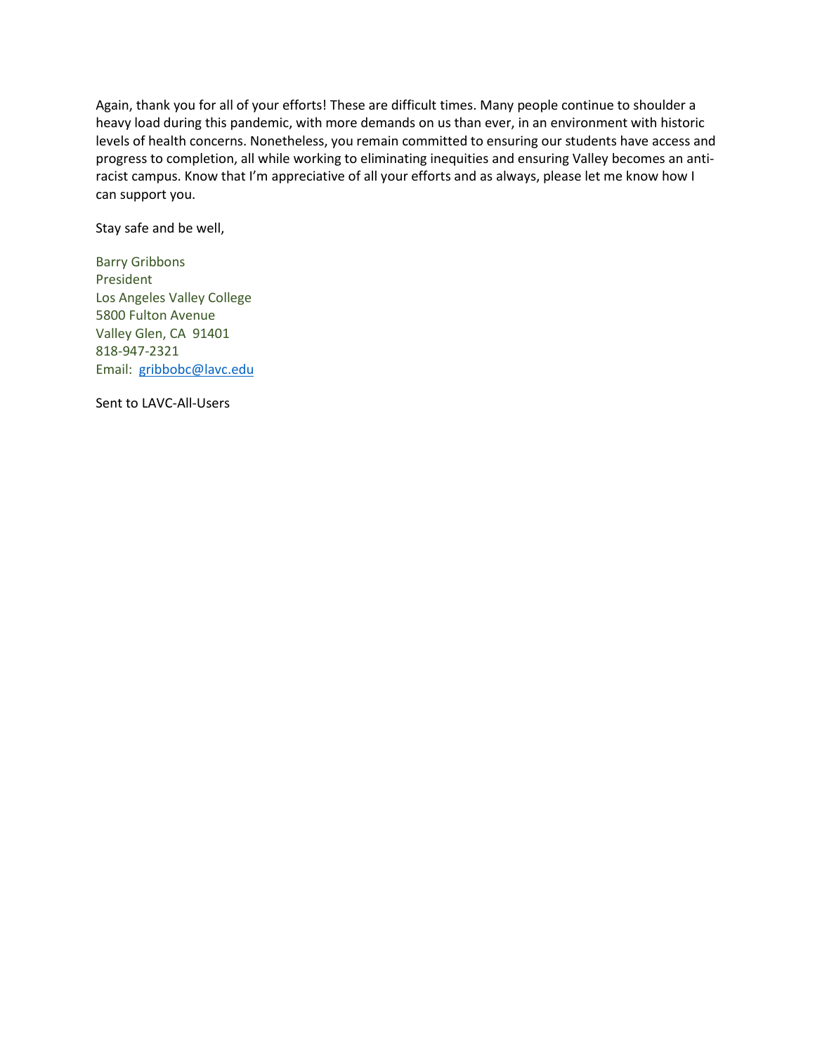Again, thank you for all of your efforts! These are difficult times. Many people continue to shoulder a heavy load during this pandemic, with more demands on us than ever, in an environment with historic levels of health concerns. Nonetheless, you remain committed to ensuring our students have access and progress to completion, all while working to eliminating inequities and ensuring Valley becomes an anti-racist campus. Know that I'm appreciative of all your efforts and as always, please let me know how I can support you.

Stay safe and be well,

Barry Gribbons
President
Los Angeles Valley College
5800 Fulton Avenue
Valley Glen, CA 91401
818-947-2321
Email: gribbobc@lavc.edu

Sent to LAVC-All-Users